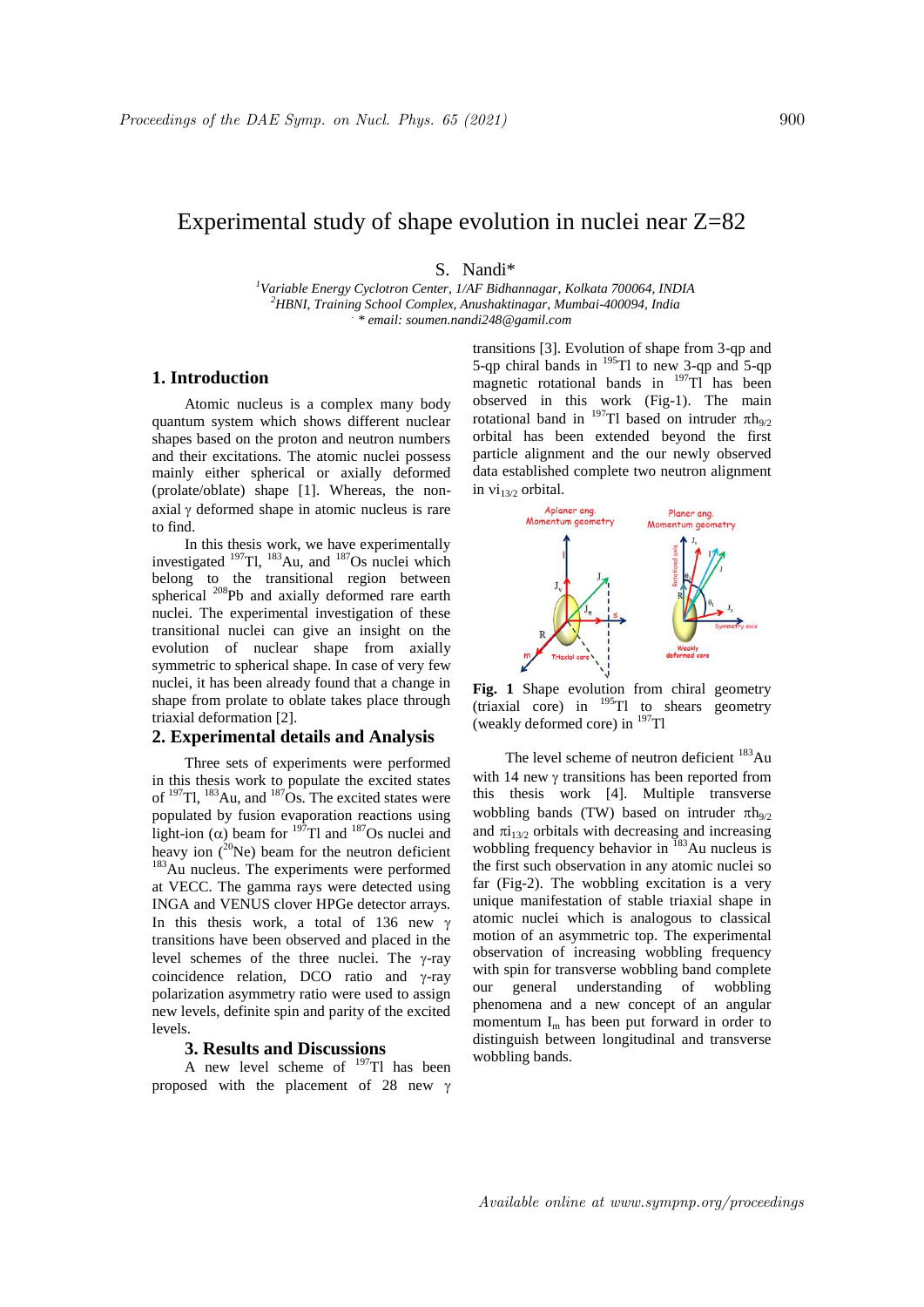# Experimental study of shape evolution in nuclei near Z=82

S. Nandi*

[1]Variable Energy Cyclotron Center, 1/AF Bidhannagar, Kolkata 700064, INDIA
[2]HBNI, Training School Complex, Anushaktinagar, Mumbai-400094, India
* email: soumen.nandi248@gamil.com

## 1. Introduction

Atomic nucleus is a complex many body quantum system which shows different nuclear shapes based on the proton and neutron numbers and their excitations. The atomic nuclei possess mainly either spherical or axially deformed (prolate/oblate) shape [1]. Whereas, the non-axial $\gamma$ deformed shape in atomic nucleus is rare to find.

In this thesis work, we have experimentally investigated $^{197}$Tl, $^{183}$Au, and $^{187}$Os nuclei which belong to the transitional region between spherical $^{208}$Pb and axially deformed rare earth nuclei. The experimental investigation of these transitional nuclei can give an insight on the evolution of nuclear shape from axially symmetric to spherical shape. In case of very few nuclei, it has been already found that a change in shape from prolate to oblate takes place through triaxial deformation [2].

## 2. Experimental details and Analysis

Three sets of experiments were performed in this thesis work to populate the excited states of $^{197}$Tl, $^{183}$Au, and $^{187}$Os. The excited states were populated by fusion evaporation reactions using light-ion ($\alpha$) beam for $^{197}$Tl and $^{187}$Os nuclei and heavy ion ($^{20}$Ne) beam for the neutron deficient $^{183}$Au nucleus. The experiments were performed at VECC. The gamma rays were detected using INGA and VENUS clover HPGe detector arrays. In this thesis work, a total of 136 new $\gamma$ transitions have been observed and placed in the level schemes of the three nuclei. The $\gamma$-ray coincidence relation, DCO ratio and $\gamma$-ray polarization asymmetry ratio were used to assign new levels, definite spin and parity of the excited levels.

## 3. Results and Discussions

A new level scheme of $^{197}$Tl has been proposed with the placement of 28 new $\gamma$ transitions [3]. Evolution of shape from 3-qp and 5-qp chiral bands in $^{195}$Tl to new 3-qp and 5-qp magnetic rotational bands in $^{197}$Tl has been observed in this work (Fig-1). The main rotational band in $^{197}$Tl based on intruder $\pi h_{9/2}$ orbital has been extended beyond the first particle alignment and the our newly observed data established complete two neutron alignment in $\nu i_{13/2}$ orbital.

**Fig. 1** Shape evolution from chiral geometry (triaxial core) in $^{195}$Tl to shears geometry (weakly deformed core) in $^{197}$Tl

The level scheme of neutron deficient $^{183}$Au with 14 new $\gamma$ transitions has been reported from this thesis work [4]. Multiple transverse wobbling bands (TW) based on intruder $\pi h_{9/2}$ and $\pi i_{13/2}$ orbitals with decreasing and increasing wobbling frequency behavior in $^{183}$Au nucleus is the first such observation in any atomic nuclei so far (Fig-2). The wobbling excitation is a very unique manifestation of stable triaxial shape in atomic nuclei which is analogous to classical motion of an asymmetric top. The experimental observation of increasing wobbling frequency with spin for transverse wobbling band complete our general understanding of wobbling phenomena and a new concept of an angular momentum $I_m$ has been put forward in order to distinguish between longitudinal and transverse wobbling bands.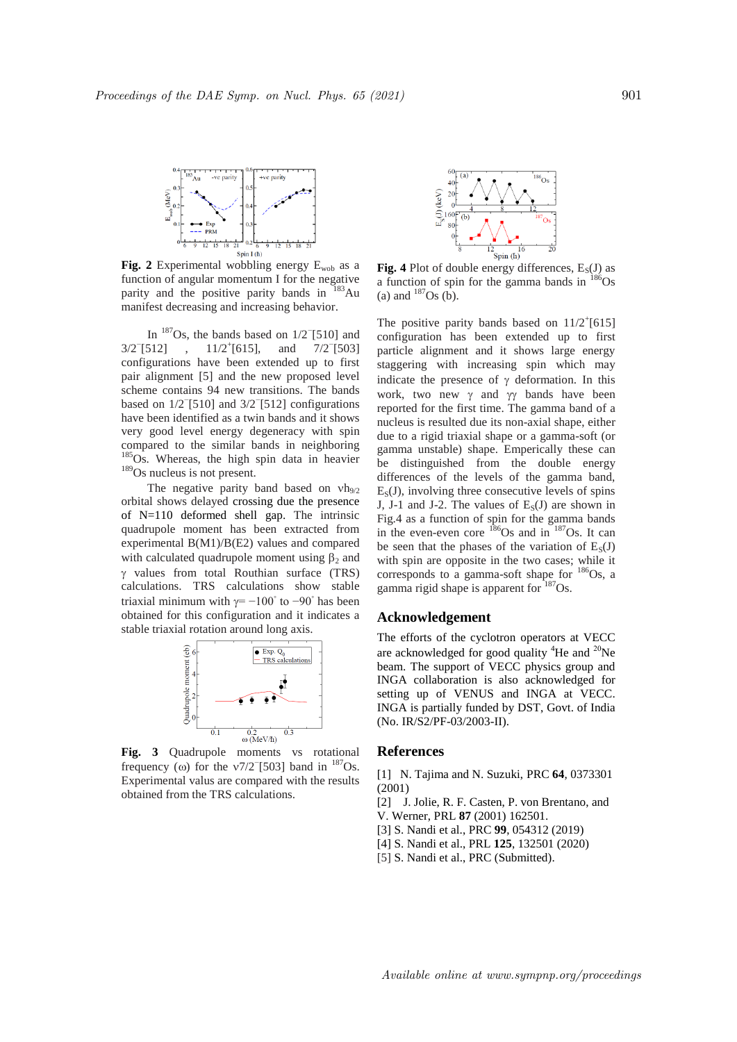183Au
-ve parity
+ve parity
$E_{wob}$ (MeV)
Exp
PRM
Spin I (ħ)

**Fig. 2** Experimental wobbling energy $E_{wob}$ as a function of angular momentum I for the negative parity and the positive parity bands in $^{183}$Au manifest decreasing and increasing behavior.

In $^{187}$Os, the bands based on $1/2^-[510]$ and $3/2^-[512]$, $11/2^+[615]$, and $7/2^-[503]$ configurations have been extended up to first pair alignment [5] and the new proposed level scheme contains 94 new transitions. The bands based on $1/2^-[510]$ and $3/2^-[512]$ configurations have been identified as a twin bands and it shows very good level energy degeneracy with spin compared to the similar bands in neighboring $^{185}$Os. Whereas, the high spin data in heavier $^{189}$Os nucleus is not present.

The negative parity band based on $\nu h_{9/2}$ orbital shows delayed crossing due the presence of N=110 deformed shell gap. The intrinsic quadrupole moment has been extracted from experimental B(M1)/B(E2) values and compared with calculated quadrupole moment using $\beta_2$ and $\gamma$ values from total Routhian surface (TRS) calculations. TRS calculations show stable triaxial minimum with $\gamma = -100^\circ$ to $-90^\circ$ has been obtained for this configuration and it indicates a stable triaxial rotation around long axis.

Quadrupole moment (eb)
Exp. $Q_0$
TRS calculations
ω (MeV/ħ)

**Fig. 3** Quadrupole moments vs rotational frequency (ω) for the $\nu 7/2^-[503]$ band in $^{187}$Os. Experimental value are compared with the results obtained from the TRS calculations.

(a) 186Os
(b) 187Os
$E_S(J)$ (keV)
Spin (ħ)

**Fig. 4** Plot of double energy differences, $E_S(J)$ as a function of spin for the gamma bands in $^{186}$Os (a) and $^{187}$Os (b).

The positive parity bands based on $11/2^+[615]$ configuration has been extended up to first particle alignment and it shows large energy staggering with increasing spin which may indicate the presence of γ deformation. In this work, two new γ and γγ bands have been reported for the first time. The gamma band of a nucleus is resulted due its non-axial shape, either due to a rigid triaxial shape or a gamma-soft (or gamma unstable) shape. Emperically these can be distinguished from the double energy differences of the levels of the gamma band, $E_S(J)$, involving three consecutive levels of spins J, J-1 and J-2. The values of $E_S(J)$ are shown in Fig.4 as a function of spin for the gamma bands in the even-even core $^{186}$Os and in $^{187}$Os. It can be seen that the phases of the variation of $E_S(J)$ with spin are opposite in the two cases; while it corresponds to a gamma-soft shape for $^{186}$Os, a gamma rigid shape is apparent for $^{187}$Os.

## Acknowledgement

The efforts of the cyclotron operators at VECC are acknowledged for good quality $^4$He and $^{20}$Ne beam. The support of VECC physics group and INGA collaboration is also acknowledged for setting up of VENUS and INGA at VECC. INGA is partially funded by DST, Govt. of India (No. IR/S2/PF-03/2003-II).

## References

[1] N. Tajima and N. Suzuki, PRC **64**, 0373301 (2001)
[2] J. Jolie, R. F. Casten, P. von Brentano, and V. Werner, PRL **87** (2001) 162501.
[3] S. Nandi et al., PRC **99**, 054312 (2019)
[4] S. Nandi et al., PRL **125**, 132501 (2020)
[5] S. Nandi et al., PRC (Submitted).